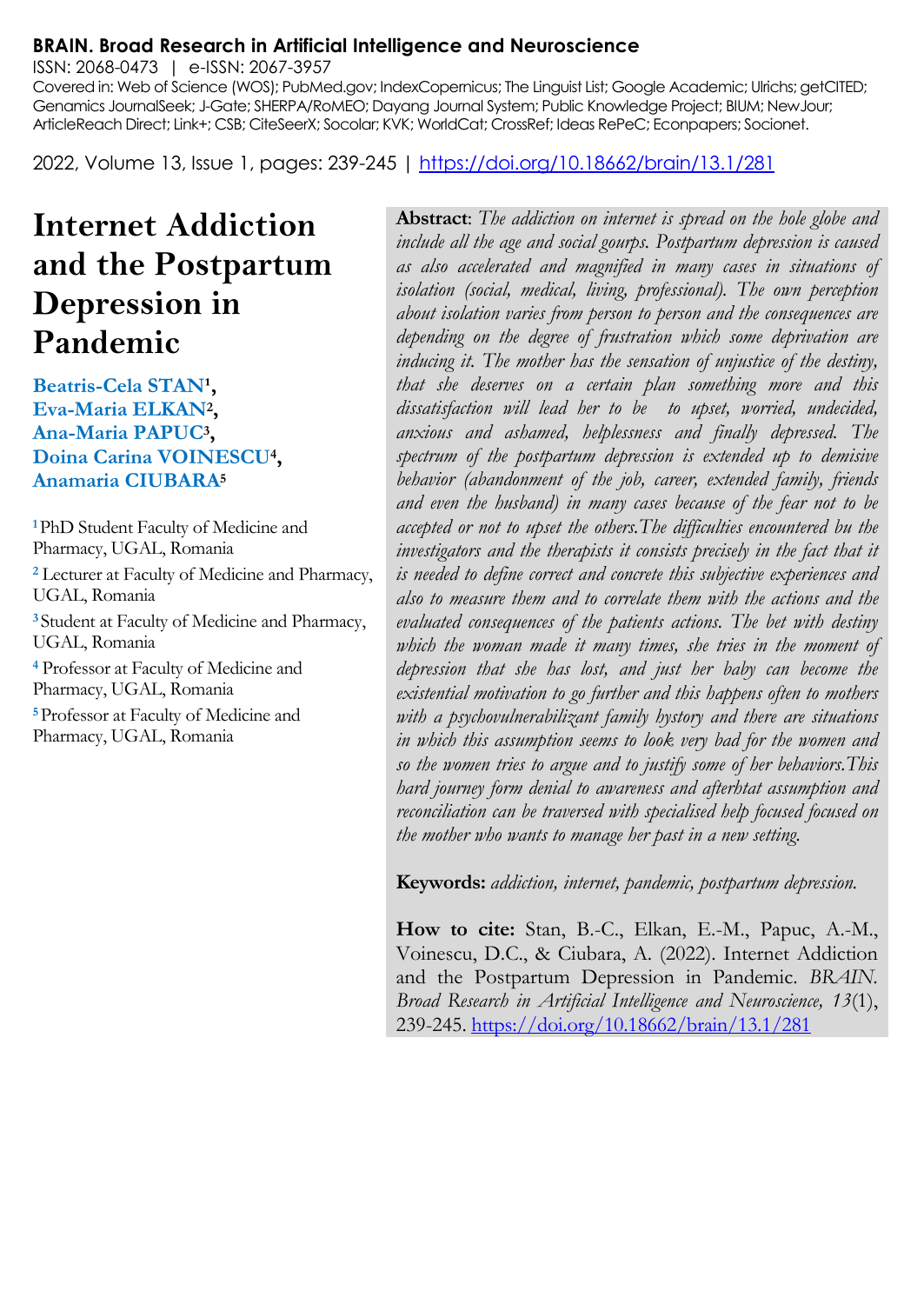**BRAIN. Broad Research in Artificial Intelligence and Neuroscience**

ISSN: 2068-0473 | e-ISSN: 2067-3957

Covered in: Web of Science (WOS); PubMed.gov; IndexCopernicus; The Linguist List; Google Academic; Ulrichs; getCITED; Genamics JournalSeek; J-Gate; SHERPA/RoMEO; Dayang Journal System; Public Knowledge Project; BIUM; NewJour; ArticleReach Direct; Link+; CSB; CiteSeerX; Socolar; KVK; WorldCat; CrossRef; Ideas RePeC; Econpapers; Socionet.

2022, Volume 13, Issue 1, pages: 239-245 | https://doi.org/10.18662/brain/13.1/281

# Internet Addiction and the Postpartum Depression in Pandemic

**Beatris-Cela STAN**[1], **Eva-Maria ELKAN**[2], **Ana-Maria PAPUC**[3], **Doina Carina VOINESCU**[4], **Anamaria CIUBARA**[5]

[1] PhD Student Faculty of Medicine and Pharmacy, UGAL, Romania

[2] Lecturer at Faculty of Medicine and Pharmacy, UGAL, Romania

[3] Student at Faculty of Medicine and Pharmacy, UGAL, Romania

[4] Professor at Faculty of Medicine and Pharmacy, UGAL, Romania

[5] Professor at Faculty of Medicine and Pharmacy, UGAL, Romania

**Abstract**: *The addiction on internet is spread on the hole globe and include all the age and social gourps. Postpartum depression is caused as also accelerated and magnified in many cases in situations of isolation (social, medical, living, professional). The own perception about isolation varies from person to person and the consequences are depending on the degree of frustration which some deprivation are inducing it. The mother has the sensation of unjustice of the destiny, that she deserves on a certain plan something more and this dissatisfaction will lead her to be to upset, worried, undecided, anxious and ashamed, helplessness and finally depressed. The spectrum of the postpartum depression is extended up to demisive behavior (abandonment of the job, career, extended family, friends and even the husband) in many cases because of the fear not to be accepted or not to upset the others.The difficulties encountered bu the investigators and the therapists it consists precisely in the fact that it is needed to define correct and concrete this subjective experiences and also to measure them and to correlate them with the actions and the evaluated consequences of the patients actions. The bet with destiny which the woman made it many times, she tries in the moment of depression that she has lost, and just her baby can become the existential motivation to go further and this happens often to mothers with a psychovulnerabilizant family hystory and there are situations in which this assumption seems to look very bad for the women and so the women tries to argue and to justify some of her behaviors.This hard journey form denial to awareness and afterhtat assumption and reconciliation can be traversed with specialised help focused focused on the mother who wants to manage her past in a new setting.*

**Keywords:** *addiction, internet, pandemic, postpartum depression.*

**How to cite:** Stan, B.-C., Elkan, E.-M., Papuc, A.-M., Voinescu, D.C., & Ciubara, A. (2022). Internet Addiction and the Postpartum Depression in Pandemic. *BRAIN. Broad Research in Artificial Intelligence and Neuroscience, 13*(1), 239-245. https://doi.org/10.18662/brain/13.1/281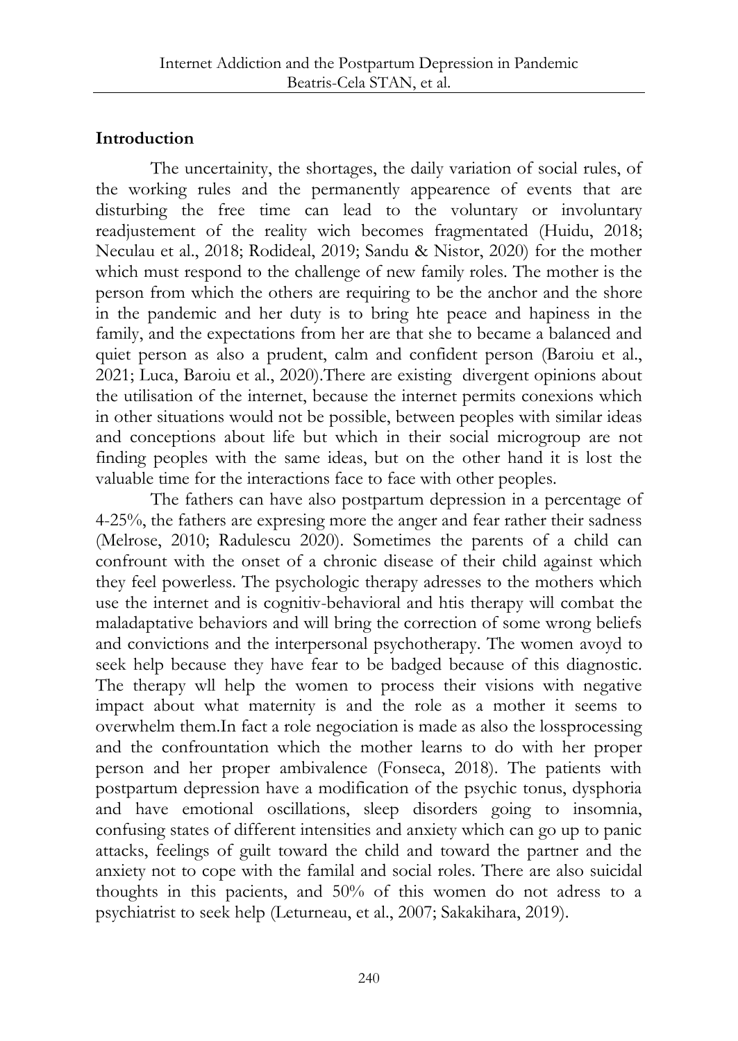## Introduction

The uncertainity, the shortages, the daily variation of social rules, of the working rules and the permanently appearence of events that are disturbing the free time can lead to the voluntary or involuntary readjustement of the reality wich becomes fragmentated (Huidu, 2018; Neculau et al., 2018; Rodideal, 2019; Sandu & Nistor, 2020) for the mother which must respond to the challenge of new family roles. The mother is the person from which the others are requiring to be the anchor and the shore in the pandemic and her duty is to bring hte peace and hapiness in the family, and the expectations from her are that she to became a balanced and quiet person as also a prudent, calm and confident person (Baroiu et al., 2021; Luca, Baroiu et al., 2020).There are existing divergent opinions about the utilisation of the internet, because the internet permits conexions which in other situations would not be possible, between peoples with similar ideas and conceptions about life but which in their social microgroup are not finding peoples with the same ideas, but on the other hand it is lost the valuable time for the interactions face to face with other peoples.

The fathers can have also postpartum depression in a percentage of 4-25%, the fathers are expresing more the anger and fear rather their sadness (Melrose, 2010; Radulescu 2020). Sometimes the parents of a child can confrount with the onset of a chronic disease of their child against which they feel powerless. The psychologic therapy adresses to the mothers which use the internet and is cognitiv-behavioral and htis therapy will combat the maladaptative behaviors and will bring the correction of some wrong beliefs and convictions and the interpersonal psychotherapy. The women avoyd to seek help because they have fear to be badged because of this diagnostic. The therapy wll help the women to process their visions with negative impact about what maternity is and the role as a mother it seems to overwhelm them.In fact a role negociation is made as also the lossprocessing and the confrountation which the mother learns to do with her proper person and her proper ambivalence (Fonseca, 2018). The patients with postpartum depression have a modification of the psychic tonus, dysphoria and have emotional oscillations, sleep disorders going to insomnia, confusing states of different intensities and anxiety which can go up to panic attacks, feelings of guilt toward the child and toward the partner and the anxiety not to cope with the familal and social roles. There are also suicidal thoughts in this pacients, and 50% of this women do not adress to a psychiatrist to seek help (Leturneau, et al., 2007; Sakakihara, 2019).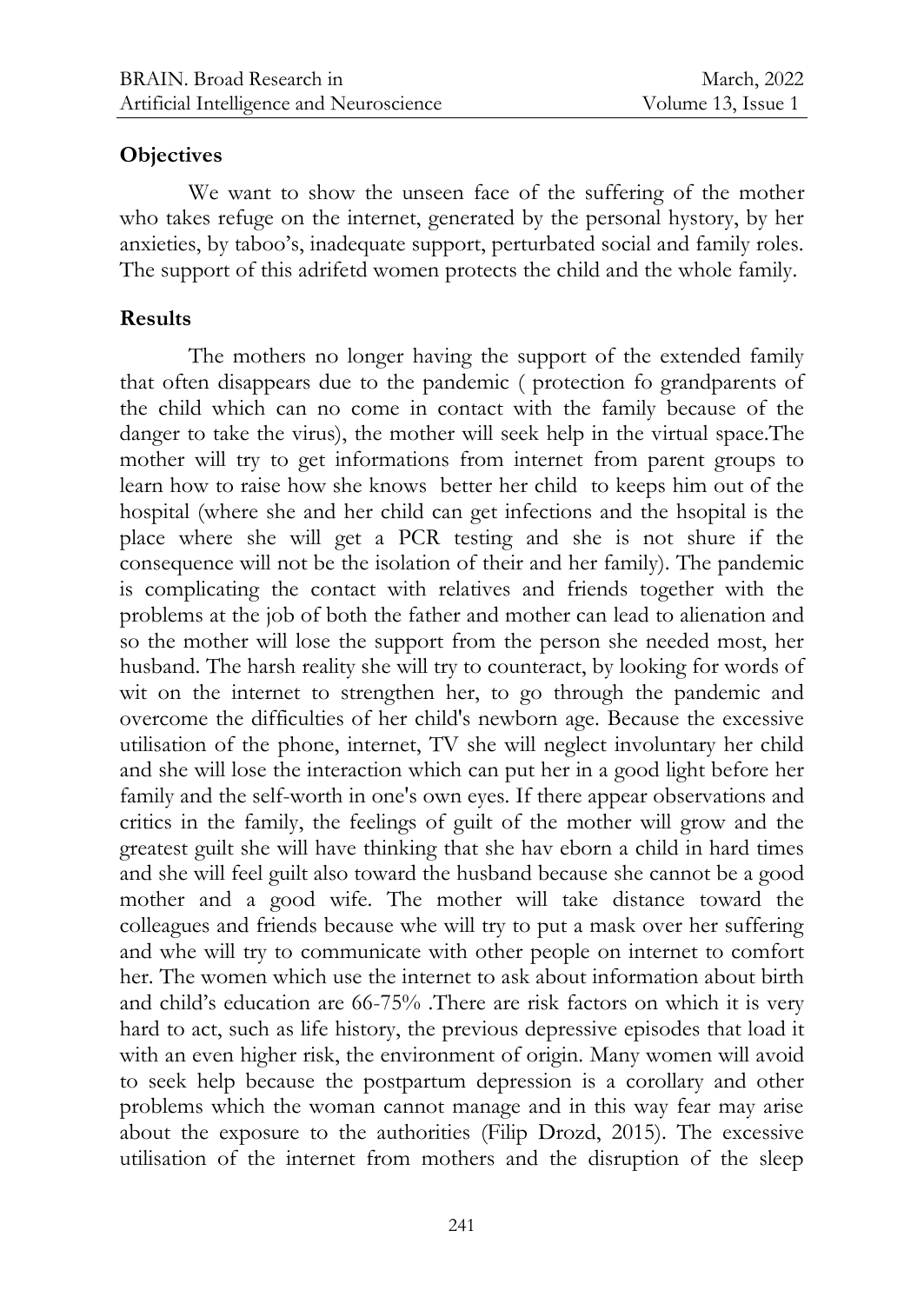## Objectives

We want to show the unseen face of the suffering of the mother who takes refuge on the internet, generated by the personal hystory, by her anxieties, by taboo's, inadequate support, perturbated social and family roles. The support of this adrifetd women protects the child and the whole family.

## Results

The mothers no longer having the support of the extended family that often disappears due to the pandemic ( protection fo grandparents of the child which can no come in contact with the family because of the danger to take the virus), the mother will seek help in the virtual space.The mother will try to get informations from internet from parent groups to learn how to raise how she knows better her child to keeps him out of the hospital (where she and her child can get infections and the hsopital is the place where she will get a PCR testing and she is not shure if the consequence will not be the isolation of their and her family). The pandemic is complicating the contact with relatives and friends together with the problems at the job of both the father and mother can lead to alienation and so the mother will lose the support from the person she needed most, her husband. The harsh reality she will try to counteract, by looking for words of wit on the internet to strengthen her, to go through the pandemic and overcome the difficulties of her child's newborn age. Because the excessive utilisation of the phone, internet, TV she will neglect involuntary her child and she will lose the interaction which can put her in a good light before her family and the self-worth in one's own eyes. If there appear observations and critics in the family, the feelings of guilt of the mother will grow and the greatest guilt she will have thinking that she hav eborn a child in hard times and she will feel guilt also toward the husband because she cannot be a good mother and a good wife. The mother will take distance toward the colleagues and friends because whe will try to put a mask over her suffering and whe will try to communicate with other people on internet to comfort her. The women which use the internet to ask about information about birth and child's education are 66-75% .There are risk factors on which it is very hard to act, such as life history, the previous depressive episodes that load it with an even higher risk, the environment of origin. Many women will avoid to seek help because the postpartum depression is a corollary and other problems which the woman cannot manage and in this way fear may arise about the exposure to the authorities (Filip Drozd, 2015). The excessive utilisation of the internet from mothers and the disruption of the sleep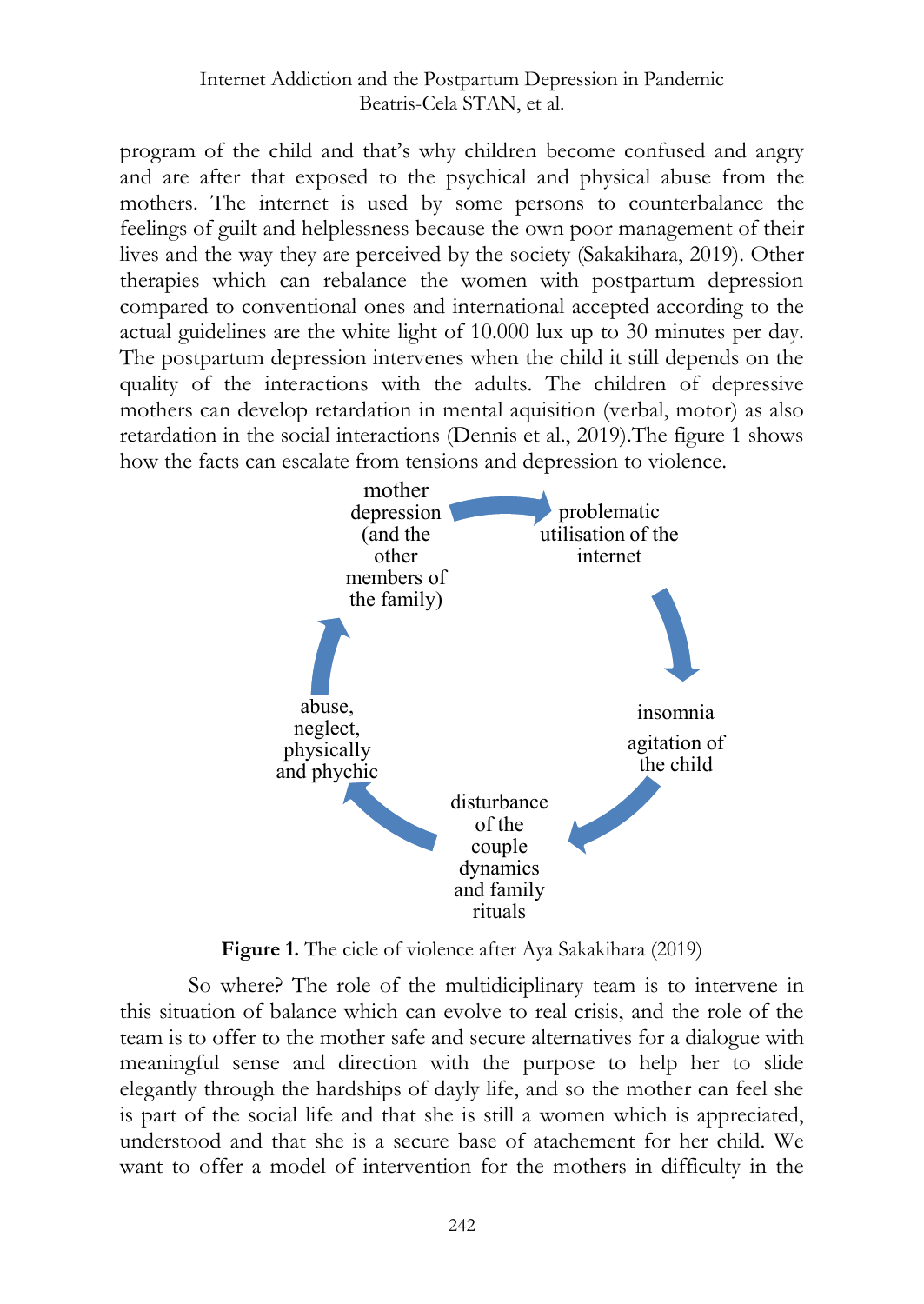program of the child and that's why children become confused and angry and are after that exposed to the psychical and physical abuse from the mothers. The internet is used by some persons to counterbalance the feelings of guilt and helplessness because the own poor management of their lives and the way they are perceived by the society (Sakakihara, 2019). Other therapies which can rebalance the women with postpartum depression compared to conventional ones and international accepted according to the actual guidelines are the white light of 10.000 lux up to 30 minutes per day. The postpartum depression intervenes when the child it still depends on the quality of the interactions with the adults. The children of depressive mothers can develop retardation in mental aquisition (verbal, motor) as also retardation in the social interactions (Dennis et al., 2019).The figure 1 shows how the facts can escalate from tensions and depression to violence.

mother depression (and the other members of the family) → problematic utilisation of the internet → insomnia agitation of the child → disturbance of the couple dynamics and family rituals → abuse, neglect, physically and phychic → mother depression (and the other members of the family)

**Figure 1.** The cicle of violence after Aya Sakakihara (2019)

So where? The role of the multidiciplinary team is to intervene in this situation of balance which can evolve to real crisis, and the role of the team is to offer to the mother safe and secure alternatives for a dialogue with meaningful sense and direction with the purpose to help her to slide elegantly through the hardships of dayly life, and so the mother can feel she is part of the social life and that she is still a women which is appreciated, understood and that she is a secure base of atachement for her child. We want to offer a model of intervention for the mothers in difficulty in the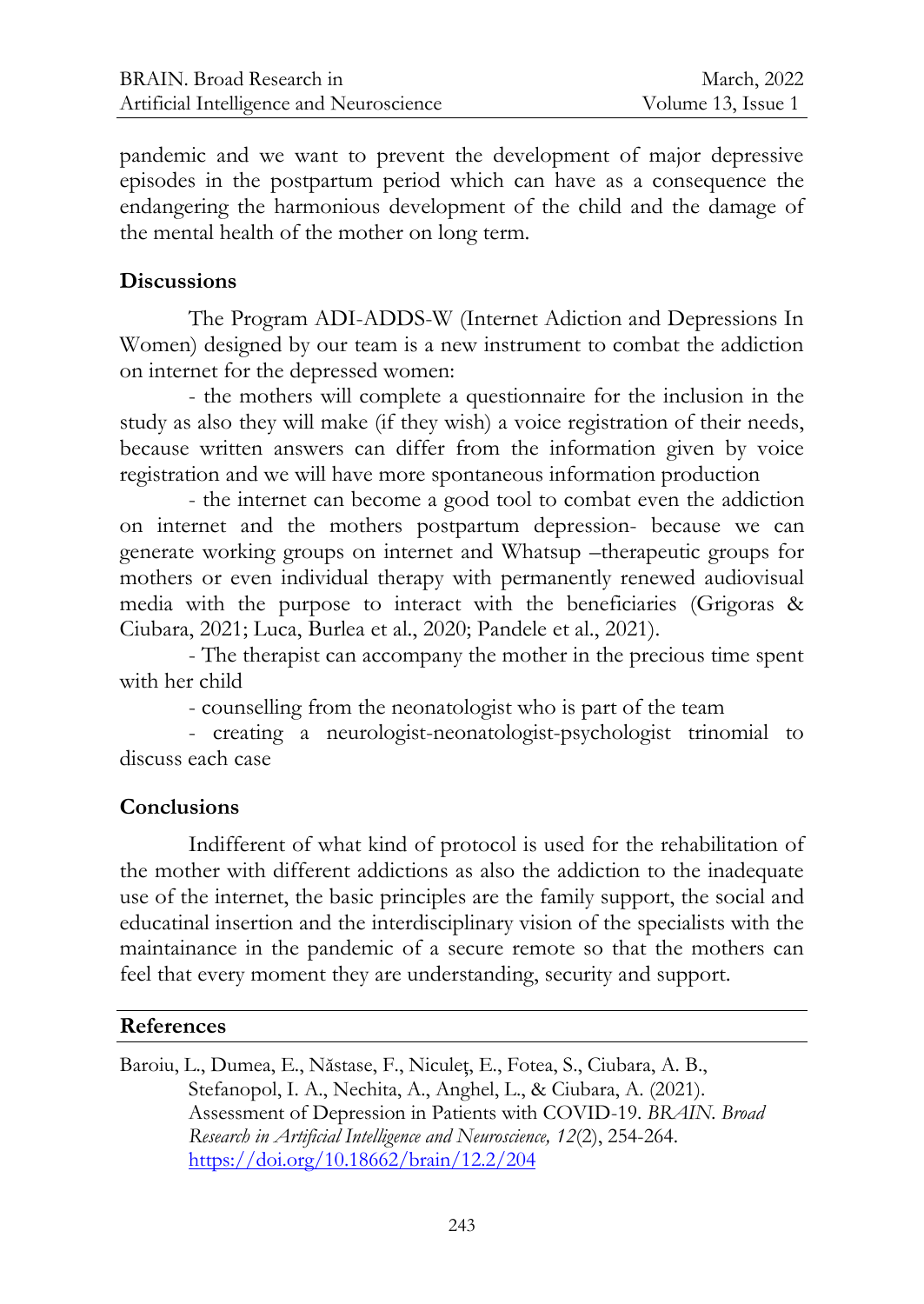pandemic and we want to prevent the development of major depressive episodes in the postpartum period which can have as a consequence the endangering the harmonious development of the child and the damage of the mental health of the mother on long term.

## Discussions

The Program ADI-ADDS-W (Internet Adiction and Depressions In Women) designed by our team is a new instrument to combat the addiction on internet for the depressed women:

- the mothers will complete a questionnaire for the inclusion in the study as also they will make (if they wish) a voice registration of their needs, because written answers can differ from the information given by voice registration and we will have more spontaneous information production
- the internet can become a good tool to combat even the addiction on internet and the mothers postpartum depression- because we can generate working groups on internet and Whatsup –therapeutic groups for mothers or even individual therapy with permanently renewed audiovisual media with the purpose to interact with the beneficiaries (Grigoras & Ciubara, 2021; Luca, Burlea et al., 2020; Pandele et al., 2021).
- The therapist can accompany the mother in the precious time spent with her child
- counselling from the neonatologist who is part of the team
- creating a neurologist-neonatologist-psychologist trinomial to discuss each case

## Conclusions

Indifferent of what kind of protocol is used for the rehabilitation of the mother with different addictions as also the addiction to the inadequate use of the internet, the basic principles are the family support, the social and educatinal insertion and the interdisciplinary vision of the specialists with the maintainance in the pandemic of a secure remote so that the mothers can feel that every moment they are understanding, security and support.

## References

Baroiu, L., Dumea, E., Năstase, F., Niculeţ, E., Fotea, S., Ciubara, A. B., Stefanopol, I. A., Nechita, A., Anghel, L., & Ciubara, A. (2021). Assessment of Depression in Patients with COVID-19. *BRAIN. Broad Research in Artificial Intelligence and Neuroscience, 12*(2), 254-264. https://doi.org/10.18662/brain/12.2/204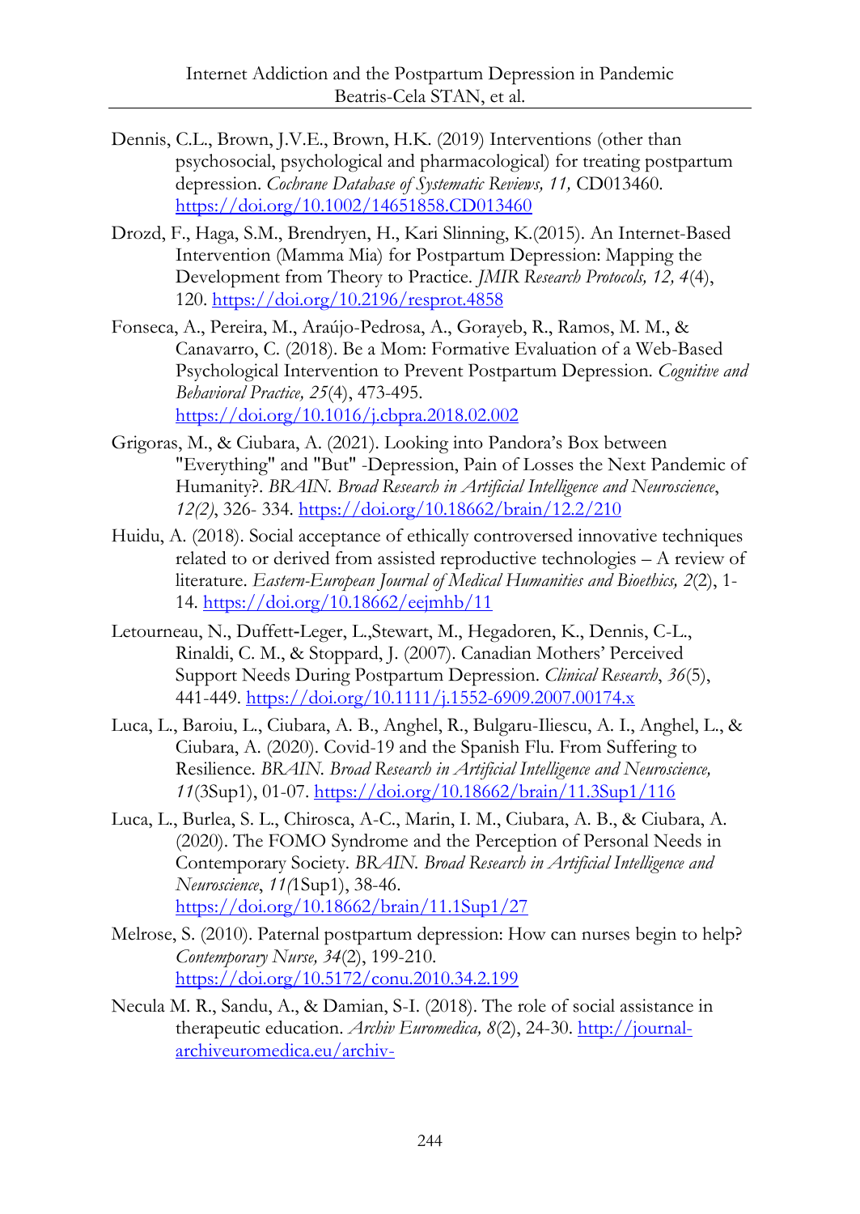Dennis, C.L., Brown, J.V.E., Brown, H.K. (2019) Interventions (other than psychosocial, psychological and pharmacological) for treating postpartum depression. *Cochrane Database of Systematic Reviews, 11,* CD013460. https://doi.org/10.1002/14651858.CD013460

Drozd, F., Haga, S.M., Brendryen, H., Kari Slinning, K.(2015). An Internet-Based Intervention (Mamma Mia) for Postpartum Depression: Mapping the Development from Theory to Practice. *JMIR Research Protocols, 12, 4*(4), 120. https://doi.org/10.2196/resprot.4858

Fonseca, A., Pereira, M., Araújo-Pedrosa, A., Gorayeb, R., Ramos, M. M., & Canavarro, C. (2018). Be a Mom: Formative Evaluation of a Web-Based Psychological Intervention to Prevent Postpartum Depression. *Cognitive and Behavioral Practice, 25*(4), 473-495. https://doi.org/10.1016/j.cbpra.2018.02.002

Grigoras, M., & Ciubara, A. (2021). Looking into Pandora's Box between "Everything" and "But" -Depression, Pain of Losses the Next Pandemic of Humanity?. *BRAIN. Broad Research in Artificial Intelligence and Neuroscience*, *12(2)*, 326- 334. https://doi.org/10.18662/brain/12.2/210

Huidu, A. (2018). Social acceptance of ethically controversed innovative techniques related to or derived from assisted reproductive technologies – A review of literature. *Eastern-European Journal of Medical Humanities and Bioethics, 2*(2), 1-14. https://doi.org/10.18662/eejmhb/11

Letourneau, N., Duffett-Leger, L.,Stewart, M., Hegadoren, K., Dennis, C-L., Rinaldi, C. M., & Stoppard, J. (2007). Canadian Mothers' Perceived Support Needs During Postpartum Depression. *Clinical Research*, *36*(5), 441-449. https://doi.org/10.1111/j.1552-6909.2007.00174.x

Luca, L., Baroiu, L., Ciubara, A. B., Anghel, R., Bulgaru-Iliescu, A. I., Anghel, L., & Ciubara, A. (2020). Covid-19 and the Spanish Flu. From Suffering to Resilience. *BRAIN. Broad Research in Artificial Intelligence and Neuroscience, 11*(3Sup1), 01-07. https://doi.org/10.18662/brain/11.3Sup1/116

Luca, L., Burlea, S. L., Chirosca, A-C., Marin, I. M., Ciubara, A. B., & Ciubara, A. (2020). The FOMO Syndrome and the Perception of Personal Needs in Contemporary Society. *BRAIN. Broad Research in Artificial Intelligence and Neuroscience*, *11(*1Sup1), 38-46. https://doi.org/10.18662/brain/11.1Sup1/27

Melrose, S. (2010). Paternal postpartum depression: How can nurses begin to help? *Contemporary Nurse, 34*(2), 199-210. https://doi.org/10.5172/conu.2010.34.2.199

Necula M. R., Sandu, A., & Damian, S-I. (2018). The role of social assistance in therapeutic education. *Archiv Euromedica, 8*(2), 24-30. http://journal-archiveuromedica.eu/archiv-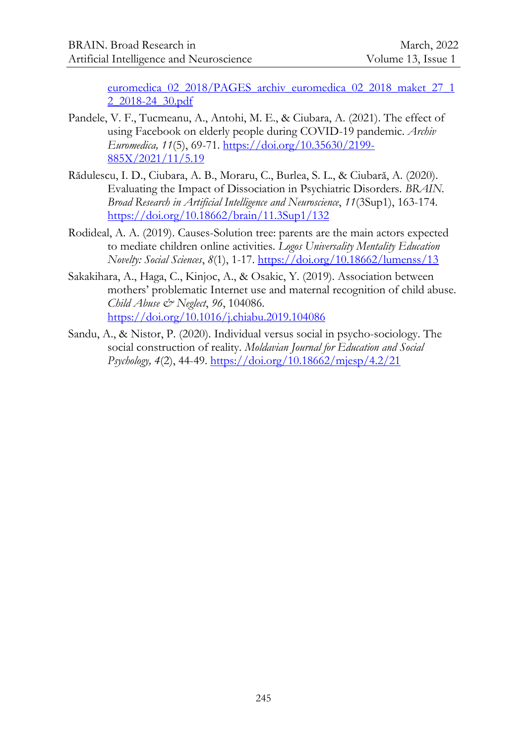euromedica_02_2018/PAGES_archiv_euromedica_02_2018_maket_27_12_2018-24_30.pdf

Pandele, V. F., Tucmeanu, A., Antohi, M. E., & Ciubara, A. (2021). The effect of using Facebook on elderly people during COVID-19 pandemic. *Archiv Euromedica, 11*(5), 69-71. https://doi.org/10.35630/2199-885X/2021/11/5.19

Rădulescu, I. D., Ciubara, A. B., Moraru, C., Burlea, S. L., & Ciubară, A. (2020). Evaluating the Impact of Dissociation in Psychiatric Disorders. *BRAIN. Broad Research in Artificial Intelligence and Neuroscience*, *11*(3Sup1), 163-174. https://doi.org/10.18662/brain/11.3Sup1/132

Rodideal, A. A. (2019). Causes-Solution tree: parents are the main actors expected to mediate children online activities. *Logos Universality Mentality Education Novelty: Social Sciences*, *8*(1), 1-17. https://doi.org/10.18662/lumenss/13

Sakakihara, A., Haga, C., Kinjoc, A., & Osakic, Y. (2019). Association between mothers' problematic Internet use and maternal recognition of child abuse. *Child Abuse & Neglect*, *96*, 104086. https://doi.org/10.1016/j.chiabu.2019.104086

Sandu, A., & Nistor, P. (2020). Individual versus social in psycho-sociology. The social construction of reality. *Moldavian Journal for Education and Social Psychology, 4*(2), 44-49. https://doi.org/10.18662/mjesp/4.2/21